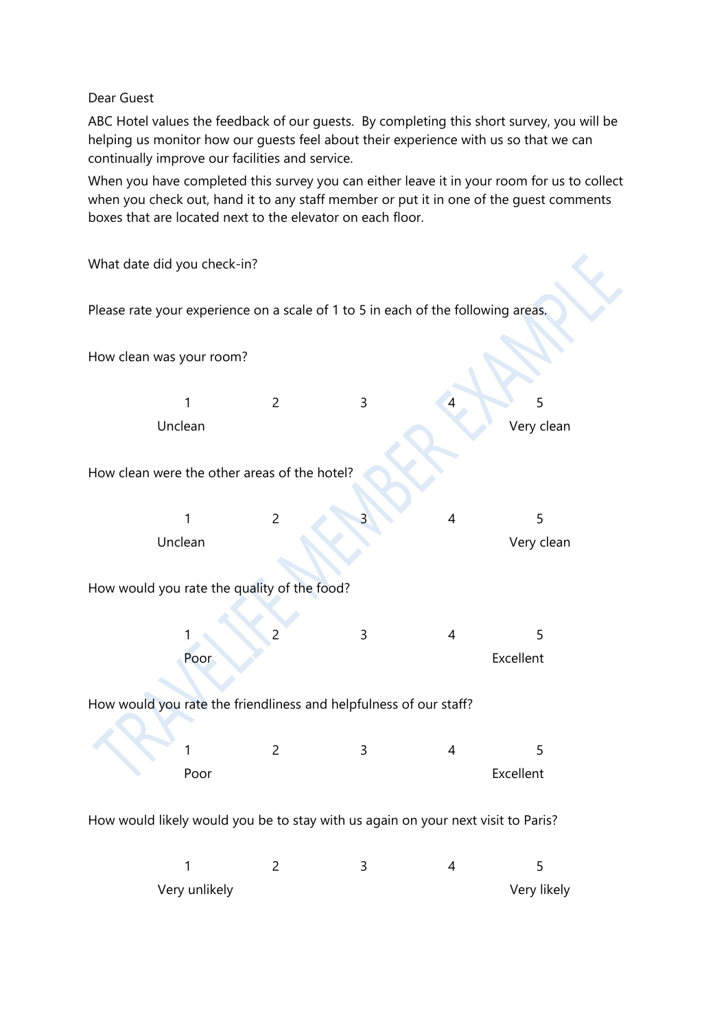Dear Guest

ABC Hotel values the feedback of our guests. By completing this short survey, you will be helping us monitor how our guests feel about their experience with us so that we can continually improve our facilities and service.

When you have completed this survey you can either leave it in your room for us to collect when you check out, hand it to any staff member or put it in one of the guest comments boxes that are located next to the elevator on each floor.

What date did you check-in?

Please rate your experience on a scale of 1 to 5 in each of the following areas.

How clean was your room?

| 1 | 2 | 3 | 4 | 5 |
|---|---|---|---|---|
| Unclean | | | | Very clean |

How clean were the other areas of the hotel?

| 1 | 2 | 3 | 4 | 5 |
|---|---|---|---|---|
| Unclean | | | | Very clean |

How would you rate the quality of the food?

| 1 | 2 | 3 | 4 | 5 |
|---|---|---|---|---|
| Poor | | | | Excellent |

How would you rate the friendliness and helpfulness of our staff?

| 1 | 2 | 3 | 4 | 5 |
|---|---|---|---|---|
| Poor | | | | Excellent |

How would likely would you be to stay with us again on your next visit to Paris?

| 1 | 2 | 3 | 4 | 5 |
|---|---|---|---|---|
| Very unlikely | | | | Very likely |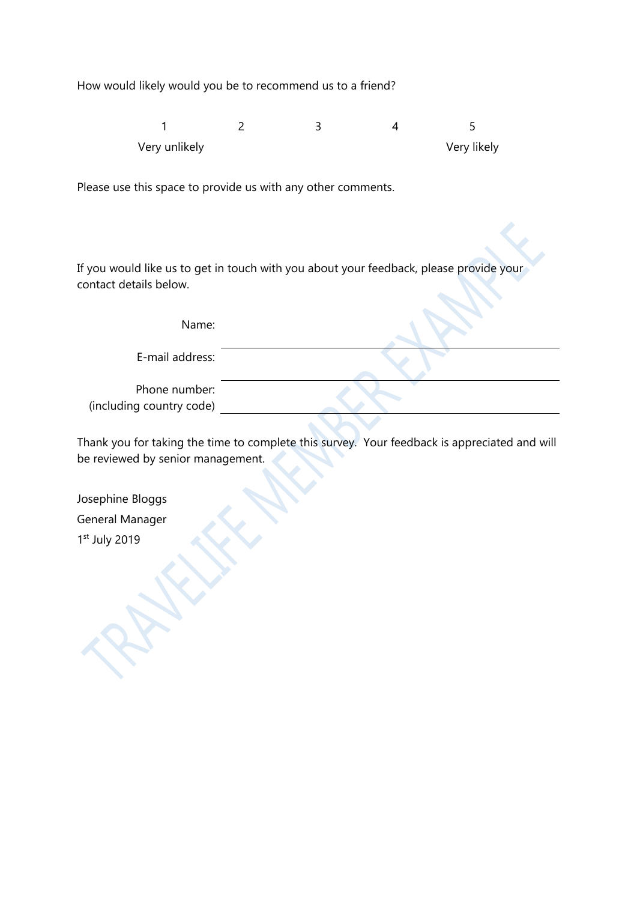How would likely would you be to recommend us to a friend?

| 1 | 2 | 3 | 4 | 5 |
|---|---|---|---|---|
| Very unlikely | | | | Very likely |

Please use this space to provide us with any other comments.

If you would like us to get in touch with you about your feedback, please provide your contact details below.

Name: ____________________________________________

E-mail address: ____________________________________________

Phone number: (including country code) ____________________________________________

Thank you for taking the time to complete this survey. Your feedback is appreciated and will be reviewed by senior management.

Josephine Bloggs

General Manager

1st July 2019

TRAVELIFE MEMBER EXAMPLE